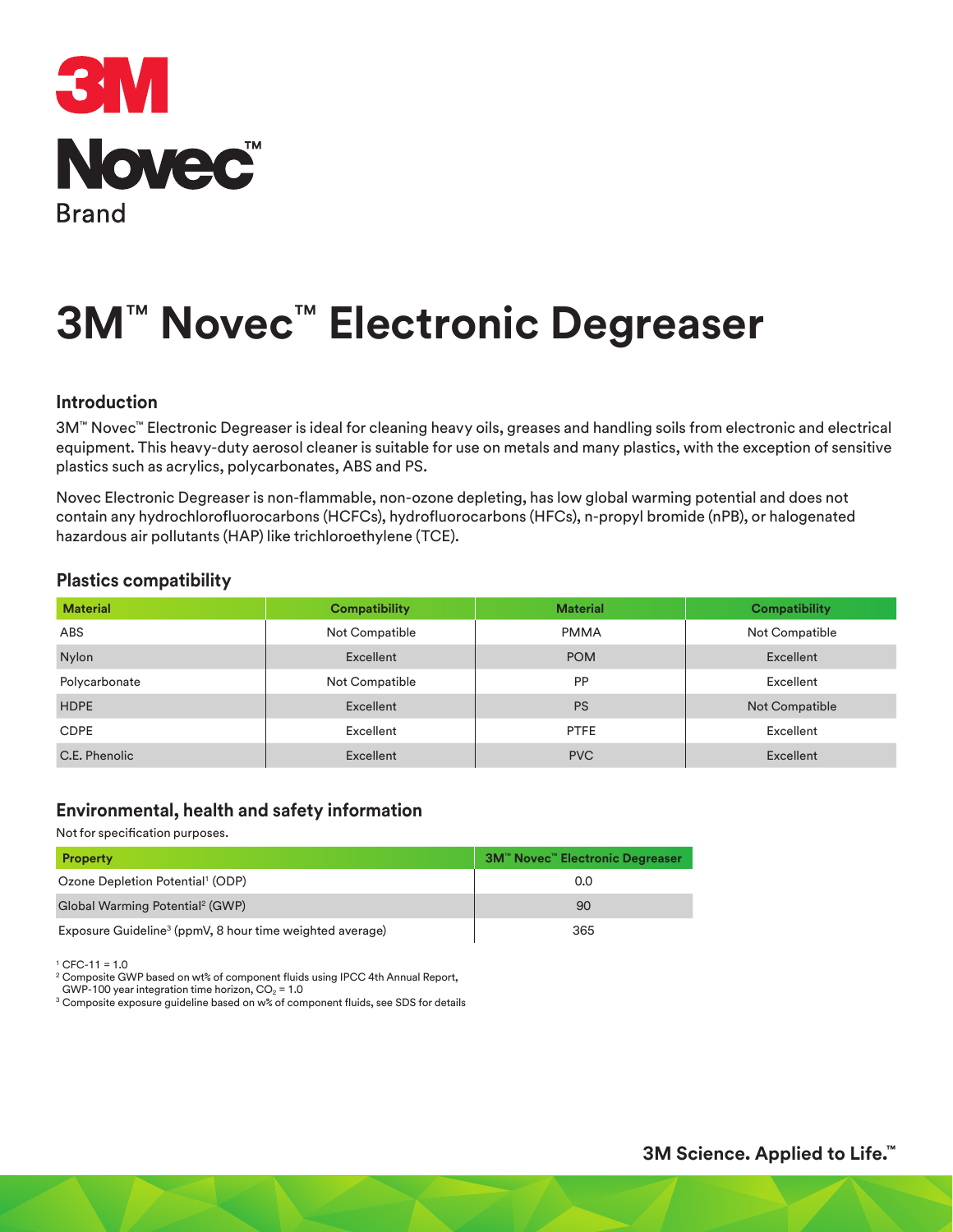3M

Novec™

Brand

# 3M™ Novec™ Electronic Degreaser

## Introduction

3M™ Novec™ Electronic Degreaser is ideal for cleaning heavy oils, greases and handling soils from electronic and electrical equipment. This heavy-duty aerosol cleaner is suitable for use on metals and many plastics, with the exception of sensitive plastics such as acrylics, polycarbonates, ABS and PS.

Novec Electronic Degreaser is non-flammable, non-ozone depleting, has low global warming potential and does not contain any hydrochlorofluorocarbons (HCFCs), hydrofluorocarbons (HFCs), n-propyl bromide (nPB), or halogenated hazardous air pollutants (HAP) like trichloroethylene (TCE).

## Plastics compatibility

| Material | Compatibility | Material | Compatibility |
|---|---|---|---|
| ABS | Not Compatible | PMMA | Not Compatible |
| Nylon | Excellent | POM | Excellent |
| Polycarbonate | Not Compatible | PP | Excellent |
| HDPE | Excellent | PS | Not Compatible |
| CDPE | Excellent | PTFE | Excellent |
| C.E. Phenolic | Excellent | PVC | Excellent |

## Environmental, health and safety information

Not for specification purposes.

| Property | 3M™ Novec™ Electronic Degreaser |
|---|---|
| Ozone Depletion Potential[1] (ODP) | 0.0 |
| Global Warming Potential[2] (GWP) | 90 |
| Exposure Guideline[3] (ppmV, 8 hour time weighted average) | 365 |

[1] CFC-11 = 1.0
[2] Composite GWP based on wt% of component fluids using IPCC 4th Annual Report, GWP-100 year integration time horizon, $CO_2$ = 1.0
[3] Composite exposure guideline based on w% of component fluids, see SDS for details

3M Science. Applied to Life.™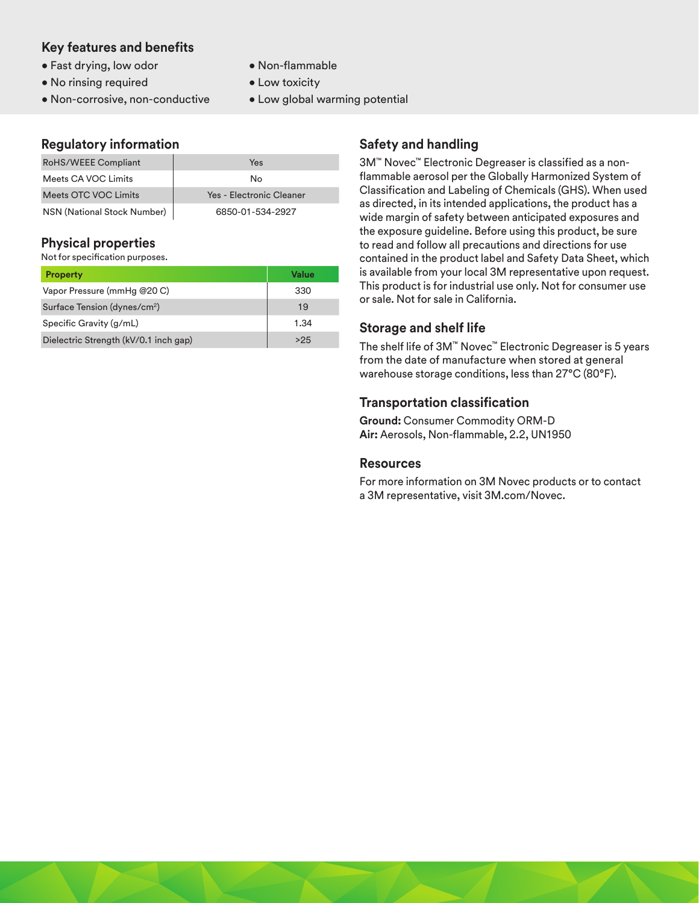## Key features and benefits

- Fast drying, low odor
- No rinsing required
- Non-corrosive, non-conductive
- Non-flammable
- Low toxicity
- Low global warming potential

## Regulatory information

| | |
|---|---|
| RoHS/WEEE Compliant | Yes |
| Meets CA VOC Limits | No |
| Meets OTC VOC Limits | Yes - Electronic Cleaner |
| NSN (National Stock Number) | 6850-01-534-2927 |

## Physical properties

Not for specification purposes.

| Property | Value |
|---|---|
| Vapor Pressure (mmHg @20 C) | 330 |
| Surface Tension (dynes/cm$^2$) | 19 |
| Specific Gravity (g/mL) | 1.34 |
| Dielectric Strength (kV/0.1 inch gap) | >25 |

## Safety and handling

3M™ Novec™ Electronic Degreaser is classified as a non-flammable aerosol per the Globally Harmonized System of Classification and Labeling of Chemicals (GHS). When used as directed, in its intended applications, the product has a wide margin of safety between anticipated exposures and the exposure guideline. Before using this product, be sure to read and follow all precautions and directions for use contained in the product label and Safety Data Sheet, which is available from your local 3M representative upon request. This product is for industrial use only. Not for consumer use or sale. Not for sale in California.

## Storage and shelf life

The shelf life of 3M™ Novec™ Electronic Degreaser is 5 years from the date of manufacture when stored at general warehouse storage conditions, less than 27°C (80°F).

## Transportation classification

**Ground:** Consumer Commodity ORM-D
**Air:** Aerosols, Non-flammable, 2.2, UN1950

## Resources

For more information on 3M Novec products or to contact a 3M representative, visit 3M.com/Novec.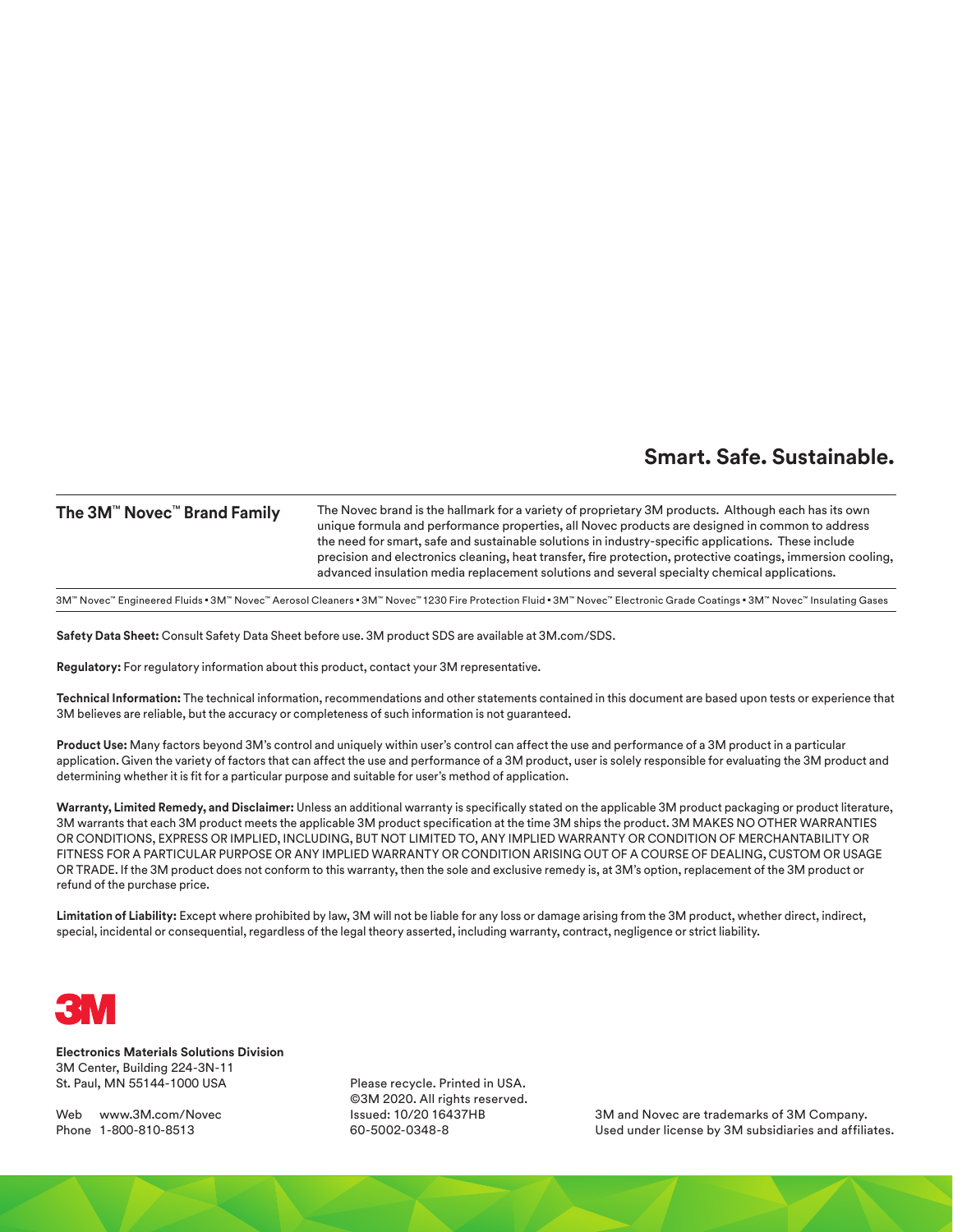## Smart. Safe. Sustainable.

**The 3M™ Novec™ Brand Family**

The Novec brand is the hallmark for a variety of proprietary 3M products. Although each has its own unique formula and performance properties, all Novec products are designed in common to address the need for smart, safe and sustainable solutions in industry-specific applications. These include precision and electronics cleaning, heat transfer, fire protection, protective coatings, immersion cooling, advanced insulation media replacement solutions and several specialty chemical applications.

3M™ Novec™ Engineered Fluids • 3M™ Novec™ Aerosol Cleaners • 3M™ Novec™ 1230 Fire Protection Fluid • 3M™ Novec™ Electronic Grade Coatings • 3M™ Novec™ Insulating Gases

**Safety Data Sheet:** Consult Safety Data Sheet before use. 3M product SDS are available at 3M.com/SDS.

**Regulatory:** For regulatory information about this product, contact your 3M representative.

**Technical Information:** The technical information, recommendations and other statements contained in this document are based upon tests or experience that 3M believes are reliable, but the accuracy or completeness of such information is not guaranteed.

**Product Use:** Many factors beyond 3M's control and uniquely within user's control can affect the use and performance of a 3M product in a particular application. Given the variety of factors that can affect the use and performance of a 3M product, user is solely responsible for evaluating the 3M product and determining whether it is fit for a particular purpose and suitable for user's method of application.

**Warranty, Limited Remedy, and Disclaimer:** Unless an additional warranty is specifically stated on the applicable 3M product packaging or product literature, 3M warrants that each 3M product meets the applicable 3M product specification at the time 3M ships the product. 3M MAKES NO OTHER WARRANTIES OR CONDITIONS, EXPRESS OR IMPLIED, INCLUDING, BUT NOT LIMITED TO, ANY IMPLIED WARRANTY OR CONDITION OF MERCHANTABILITY OR FITNESS FOR A PARTICULAR PURPOSE OR ANY IMPLIED WARRANTY OR CONDITION ARISING OUT OF A COURSE OF DEALING, CUSTOM OR USAGE OR TRADE. If the 3M product does not conform to this warranty, then the sole and exclusive remedy is, at 3M's option, replacement of the 3M product or refund of the purchase price.

**Limitation of Liability:** Except where prohibited by law, 3M will not be liable for any loss or damage arising from the 3M product, whether direct, indirect, special, incidental or consequential, regardless of the legal theory asserted, including warranty, contract, negligence or strict liability.

3M

**Electronics Materials Solutions Division**
3M Center, Building 224-3N-11
St. Paul, MN 55144-1000 USA

Web www.3M.com/Novec
Phone 1-800-810-8513

Please recycle. Printed in USA.
©3M 2020. All rights reserved.
Issued: 10/20 16437HB
60-5002-0348-8

3M and Novec are trademarks of 3M Company.
Used under license by 3M subsidiaries and affiliates.